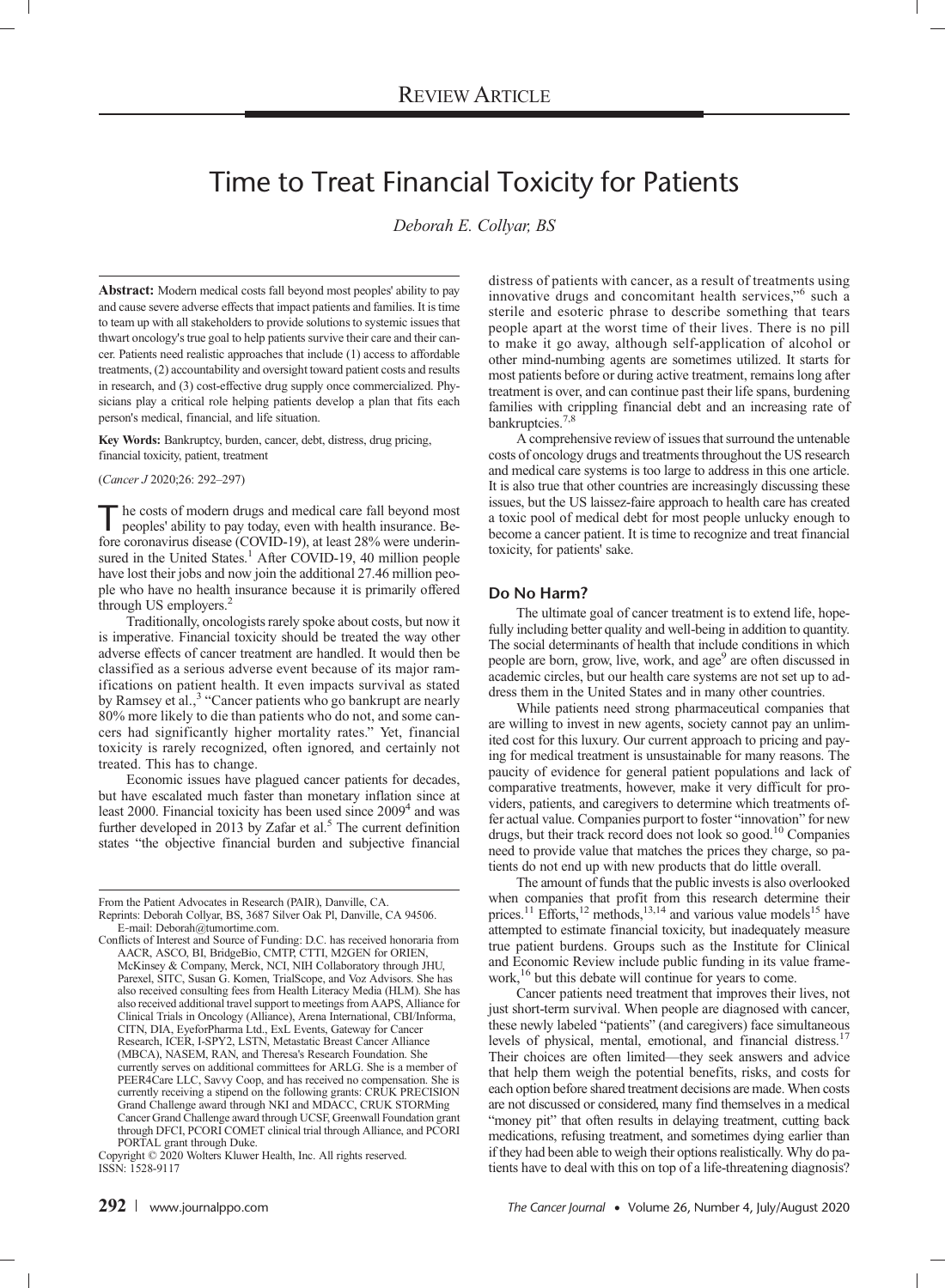REVIEW ARTICLE

# Time to Treat Financial Toxicity for Patients

*Deborah E. Collyar, BS*

**Abstract:** Modern medical costs fall beyond most peoples' ability to pay and cause severe adverse effects that impact patients and families. It is time to team up with all stakeholders to provide solutions to systemic issues that thwart oncology's true goal to help patients survive their care and their cancer. Patients need realistic approaches that include (1) access to affordable treatments, (2) accountability and oversight toward patient costs and results in research, and (3) cost-effective drug supply once commercialized. Physicians play a critical role helping patients develop a plan that fits each person's medical, financial, and life situation.

**Key Words:** Bankruptcy, burden, cancer, debt, distress, drug pricing, financial toxicity, patient, treatment

(*Cancer J* 2020;26: 292–297)

The costs of modern drugs and medical care fall beyond most peoples' ability to pay today, even with health insurance. Before coronavirus disease (COVID-19), at least 28% were underinsured in the United States.[1] After COVID-19, 40 million people have lost their jobs and now join the additional 27.46 million people who have no health insurance because it is primarily offered through US employers.[2]

Traditionally, oncologists rarely spoke about costs, but now it is imperative. Financial toxicity should be treated the way other adverse effects of cancer treatment are handled. It would then be classified as a serious adverse event because of its major ramifications on patient health. It even impacts survival as stated by Ramsey et al.,[3] "Cancer patients who go bankrupt are nearly 80% more likely to die than patients who do not, and some cancers had significantly higher mortality rates." Yet, financial toxicity is rarely recognized, often ignored, and certainly not treated. This has to change.

Economic issues have plagued cancer patients for decades, but have escalated much faster than monetary inflation since at least 2000. Financial toxicity has been used since 2009[4] and was further developed in 2013 by Zafar et al.[5] The current definition states "the objective financial burden and subjective financial distress of patients with cancer, as a result of treatments using innovative drugs and concomitant health services,"[6] such a sterile and esoteric phrase to describe something that tears people apart at the worst time of their lives. There is no pill to make it go away, although self-application of alcohol or other mind-numbing agents are sometimes utilized. It starts for most patients before or during active treatment, remains long after treatment is over, and can continue past their life spans, burdening families with crippling financial debt and an increasing rate of bankruptcies.[7,8]

A comprehensive review of issues that surround the untenable costs of oncology drugs and treatments throughout the US research and medical care systems is too large to address in this one article. It is also true that other countries are increasingly discussing these issues, but the US laissez-faire approach to health care has created a toxic pool of medical debt for most people unlucky enough to become a cancer patient. It is time to recognize and treat financial toxicity, for patients' sake.

## Do No Harm?

The ultimate goal of cancer treatment is to extend life, hopefully including better quality and well-being in addition to quantity. The social determinants of health that include conditions in which people are born, grow, live, work, and age[9] are often discussed in academic circles, but our health care systems are not set up to address them in the United States and in many other countries.

While patients need strong pharmaceutical companies that are willing to invest in new agents, society cannot pay an unlimited cost for this luxury. Our current approach to pricing and paying for medical treatment is unsustainable for many reasons. The paucity of evidence for general patient populations and lack of comparative treatments, however, make it very difficult for providers, patients, and caregivers to determine which treatments offer actual value. Companies purport to foster "innovation" for new drugs, but their track record does not look so good.[10] Companies need to provide value that matches the prices they charge, so patients do not end up with new products that do little overall.

The amount of funds that the public invests is also overlooked when companies that profit from this research determine their prices.[11] Efforts,[12] methods,[13,14] and various value models[15] have attempted to estimate financial toxicity, but inadequately measure true patient burdens. Groups such as the Institute for Clinical and Economic Review include public funding in its value framework,[16] but this debate will continue for years to come.

Cancer patients need treatment that improves their lives, not just short-term survival. When people are diagnosed with cancer, these newly labeled "patients" (and caregivers) face simultaneous levels of physical, mental, emotional, and financial distress.[17] Their choices are often limited—they seek answers and advice that help them weigh the potential benefits, risks, and costs for each option before shared treatment decisions are made. When costs are not discussed or considered, many find themselves in a medical "money pit" that often results in delaying treatment, cutting back medications, refusing treatment, and sometimes dying earlier than if they had been able to weigh their options realistically. Why do patients have to deal with this on top of a life-threatening diagnosis?

From the Patient Advocates in Research (PAIR), Danville, CA.
Reprints: Deborah Collyar, BS, 3687 Silver Oak Pl, Danville, CA 94506. E-mail: Deborah@tumortime.com.
Conflicts of Interest and Source of Funding: D.C. has received honoraria from AACR, ASCO, BI, BridgeBio, CMTP, CTTI, M2GEN for ORIEN, McKinsey & Company, Merck, NCI, NIH Collaboratory through JHU, Parexel, SITC, Susan G. Komen, TrialScope, and Voz Advisors. She has also received consulting fees from Health Literacy Media (HLM). She has also received additional travel support to meetings from AAPS, Alliance for Clinical Trials in Oncology (Alliance), Arena International, CBI/Informa, CITN, DIA, EyeforPharma Ltd., ExL Events, Gateway for Cancer Research, ICER, I-SPY2, LSTN, Metastatic Breast Cancer Alliance (MBCA), NASEM, RAN, and Theresa's Research Foundation. She currently serves on additional committees for ARLG. She is a member of PEER4Care LLC, Savvy Coop, and has received no compensation. She is currently receiving a stipend on the following grants: CRUK PRECISION Grand Challenge award through NKI and MDACC, CRUK STORMing Cancer Grand Challenge award through UCSF, Greenwall Foundation grant through DFCI, PCORI COMET clinical trial through Alliance, and PCORI PORTAL grant through Duke.
Copyright © 2020 Wolters Kluwer Health, Inc. All rights reserved.
ISSN: 1528-9117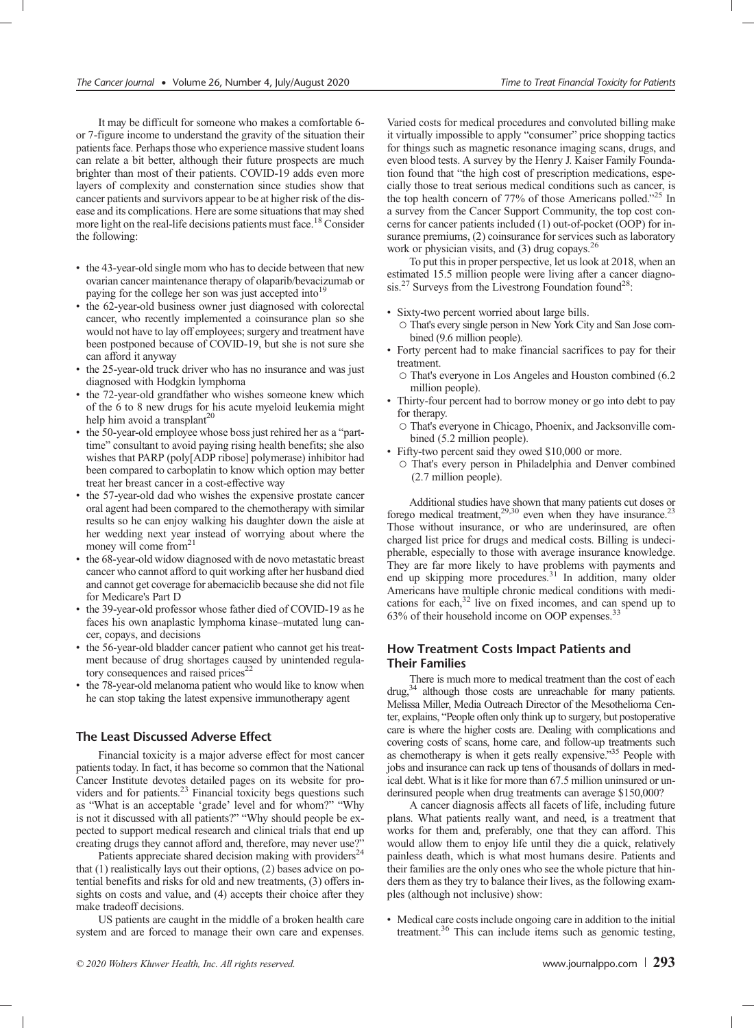It may be difficult for someone who makes a comfortable 6- or 7-figure income to understand the gravity of the situation their patients face. Perhaps those who experience massive student loans can relate a bit better, although their future prospects are much brighter than most of their patients. COVID-19 adds even more layers of complexity and consternation since studies show that cancer patients and survivors appear to be at higher risk of the disease and its complications. Here are some situations that may shed more light on the real-life decisions patients must face.[18] Consider the following:

- the 43-year-old single mom who has to decide between that new ovarian cancer maintenance therapy of olaparib/bevacizumab or paying for the college her son was just accepted into[19]
- the 62-year-old business owner just diagnosed with colorectal cancer, who recently implemented a coinsurance plan so she would not have to lay off employees; surgery and treatment have been postponed because of COVID-19, but she is not sure she can afford it anyway
- the 25-year-old truck driver who has no insurance and was just diagnosed with Hodgkin lymphoma
- the 72-year-old grandfather who wishes someone knew which of the 6 to 8 new drugs for his acute myeloid leukemia might help him avoid a transplant[20]
- the 50-year-old employee whose boss just rehired her as a "part-time" consultant to avoid paying rising health benefits; she also wishes that PARP (poly[ADP ribose] polymerase) inhibitor had been compared to carboplatin to know which option may better treat her breast cancer in a cost-effective way
- the 57-year-old dad who wishes the expensive prostate cancer oral agent had been compared to the chemotherapy with similar results so he can enjoy walking his daughter down the aisle at her wedding next year instead of worrying about where the money will come from[21]
- the 68-year-old widow diagnosed with de novo metastatic breast cancer who cannot afford to quit working after her husband died and cannot get coverage for abemaciclib because she did not file for Medicare's Part D
- the 39-year-old professor whose father died of COVID-19 as he faces his own anaplastic lymphoma kinase–mutated lung cancer, copays, and decisions
- the 56-year-old bladder cancer patient who cannot get his treatment because of drug shortages caused by unintended regulatory consequences and raised prices[22]
- the 78-year-old melanoma patient who would like to know when he can stop taking the latest expensive immunotherapy agent

## The Least Discussed Adverse Effect

Financial toxicity is a major adverse effect for most cancer patients today. In fact, it has become so common that the National Cancer Institute devotes detailed pages on its website for providers and for patients.[23] Financial toxicity begs questions such as "What is an acceptable 'grade' level and for whom?" "Why is not it discussed with all patients?" "Why should people be expected to support medical research and clinical trials that end up creating drugs they cannot afford and, therefore, may never use?"

Patients appreciate shared decision making with providers[24] that (1) realistically lays out their options, (2) bases advice on potential benefits and risks for old and new treatments, (3) offers insights on costs and value, and (4) accepts their choice after they make tradeoff decisions.

US patients are caught in the middle of a broken health care system and are forced to manage their own care and expenses. Varied costs for medical procedures and convoluted billing make it virtually impossible to apply "consumer" price shopping tactics for things such as magnetic resonance imaging scans, drugs, and even blood tests. A survey by the Henry J. Kaiser Family Foundation found that "the high cost of prescription medications, especially those to treat serious medical conditions such as cancer, is the top health concern of 77% of those Americans polled."[25] In a survey from the Cancer Support Community, the top cost concerns for cancer patients included (1) out-of-pocket (OOP) for insurance premiums, (2) coinsurance for services such as laboratory work or physician visits, and (3) drug copays.[26]

To put this in proper perspective, let us look at 2018, when an estimated 15.5 million people were living after a cancer diagnosis.[27] Surveys from the Livestrong Foundation found[28]:

- Sixty-two percent worried about large bills.
  - That's every single person in New York City and San Jose combined (9.6 million people).
- Forty percent had to make financial sacrifices to pay for their treatment.
  - That's everyone in Los Angeles and Houston combined (6.2 million people).
- Thirty-four percent had to borrow money or go into debt to pay for therapy.
  - That's everyone in Chicago, Phoenix, and Jacksonville combined (5.2 million people).
- Fifty-two percent said they owed $10,000 or more.
  - That's every person in Philadelphia and Denver combined (2.7 million people).

Additional studies have shown that many patients cut doses or forego medical treatment,[29,30] even when they have insurance.[23] Those without insurance, or who are underinsured, are often charged list price for drugs and medical costs. Billing is undecipherable, especially to those with average insurance knowledge. They are far more likely to have problems with payments and end up skipping more procedures.[31] In addition, many older Americans have multiple chronic medical conditions with medications for each,[32] live on fixed incomes, and can spend up to 63% of their household income on OOP expenses.[33]

## How Treatment Costs Impact Patients and Their Families

There is much more to medical treatment than the cost of each drug,[34] although those costs are unreachable for many patients. Melissa Miller, Media Outreach Director of the Mesothelioma Center, explains, "People often only think up to surgery, but postoperative care is where the higher costs are. Dealing with complications and covering costs of scans, home care, and follow-up treatments such as chemotherapy is when it gets really expensive."[35] People with jobs and insurance can rack up tens of thousands of dollars in medical debt. What is it like for more than 67.5 million uninsured or underinsured people when drug treatments can average $150,000?

A cancer diagnosis affects all facets of life, including future plans. What patients really want, and need, is a treatment that works for them and, preferably, one that they can afford. This would allow them to enjoy life until they die a quick, relatively painless death, which is what most humans desire. Patients and their families are the only ones who see the whole picture that hinders them as they try to balance their lives, as the following examples (although not inclusive) show:

- Medical care costs include ongoing care in addition to the initial treatment.[36] This can include items such as genomic testing,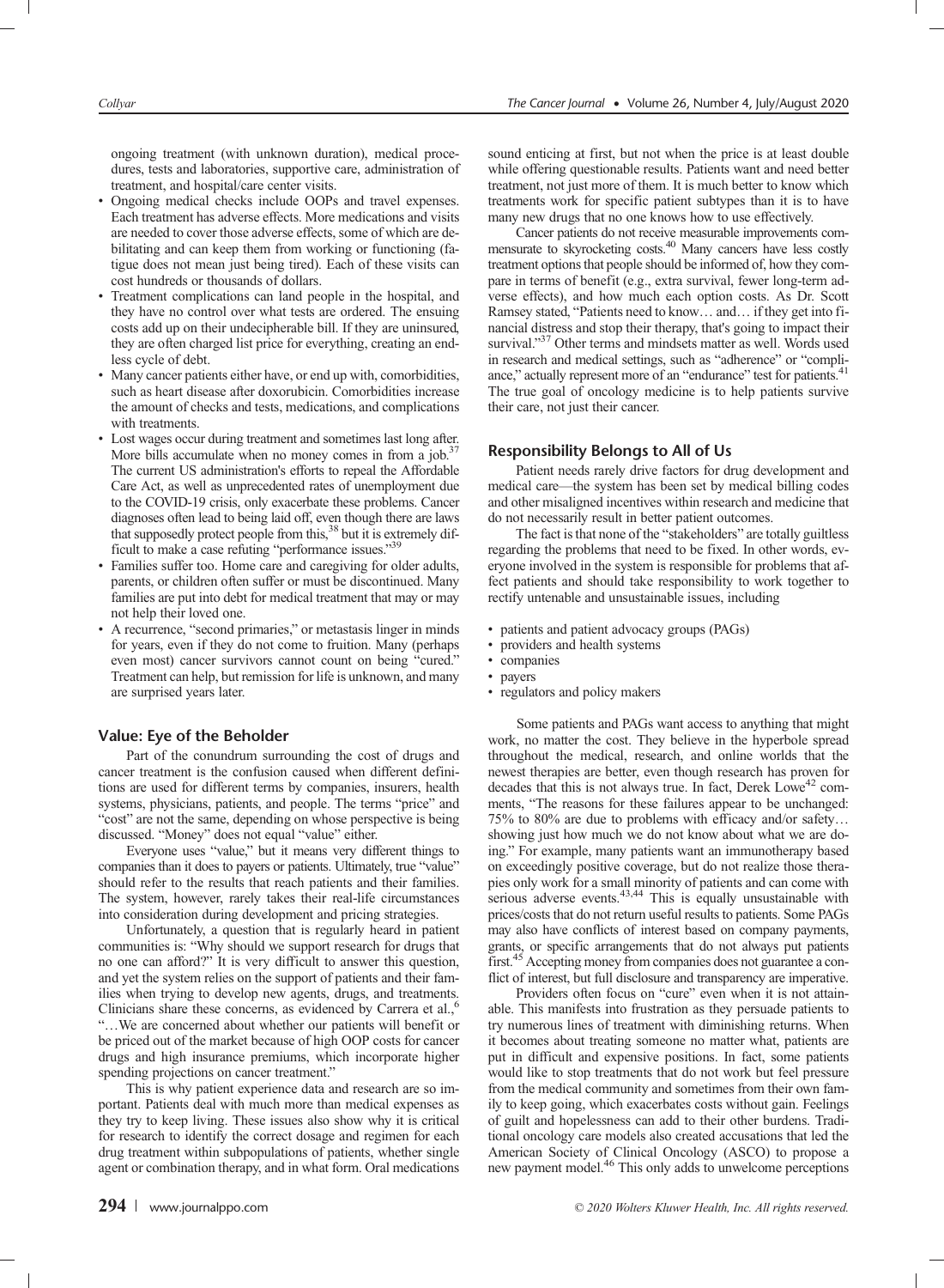ongoing treatment (with unknown duration), medical procedures, tests and laboratories, supportive care, administration of treatment, and hospital/care center visits.

- Ongoing medical checks include OOPs and travel expenses. Each treatment has adverse effects. More medications and visits are needed to cover those adverse effects, some of which are debilitating and can keep them from working or functioning (fatigue does not mean just being tired). Each of these visits can cost hundreds or thousands of dollars.
- Treatment complications can land people in the hospital, and they have no control over what tests are ordered. The ensuing costs add up on their undecipherable bill. If they are uninsured, they are often charged list price for everything, creating an endless cycle of debt.
- Many cancer patients either have, or end up with, comorbidities, such as heart disease after doxorubicin. Comorbidities increase the amount of checks and tests, medications, and complications with treatments.
- Lost wages occur during treatment and sometimes last long after. More bills accumulate when no money comes in from a job.[37] The current US administration's efforts to repeal the Affordable Care Act, as well as unprecedented rates of unemployment due to the COVID-19 crisis, only exacerbate these problems. Cancer diagnoses often lead to being laid off, even though there are laws that supposedly protect people from this,[38] but it is extremely difficult to make a case refuting "performance issues."[39]
- Families suffer too. Home care and caregiving for older adults, parents, or children often suffer or must be discontinued. Many families are put into debt for medical treatment that may or may not help their loved one.
- A recurrence, "second primaries," or metastasis linger in minds for years, even if they do not come to fruition. Many (perhaps even most) cancer survivors cannot count on being "cured." Treatment can help, but remission for life is unknown, and many are surprised years later.

## Value: Eye of the Beholder

Part of the conundrum surrounding the cost of drugs and cancer treatment is the confusion caused when different definitions are used for different terms by companies, insurers, health systems, physicians, patients, and people. The terms "price" and "cost" are not the same, depending on whose perspective is being discussed. "Money" does not equal "value" either.

Everyone uses "value," but it means very different things to companies than it does to payers or patients. Ultimately, true "value" should refer to the results that reach patients and their families. The system, however, rarely takes their real-life circumstances into consideration during development and pricing strategies.

Unfortunately, a question that is regularly heard in patient communities is: "Why should we support research for drugs that no one can afford?" It is very difficult to answer this question, and yet the system relies on the support of patients and their families when trying to develop new agents, drugs, and treatments. Clinicians share these concerns, as evidenced by Carrera et al.,[6] "…We are concerned about whether our patients will benefit or be priced out of the market because of high OOP costs for cancer drugs and high insurance premiums, which incorporate higher spending projections on cancer treatment."

This is why patient experience data and research are so important. Patients deal with much more than medical expenses as they try to keep living. These issues also show why it is critical for research to identify the correct dosage and regimen for each drug treatment within subpopulations of patients, whether single agent or combination therapy, and in what form. Oral medications sound enticing at first, but not when the price is at least double while offering questionable results. Patients want and need better treatment, not just more of them. It is much better to know which treatments work for specific patient subtypes than it is to have many new drugs that no one knows how to use effectively.

Cancer patients do not receive measurable improvements commensurate to skyrocketing costs.[40] Many cancers have less costly treatment options that people should be informed of, how they compare in terms of benefit (e.g., extra survival, fewer long-term adverse effects), and how much each option costs. As Dr. Scott Ramsey stated, "Patients need to know… and… if they get into financial distress and stop their therapy, that's going to impact their survival."[37] Other terms and mindsets matter as well. Words used in research and medical settings, such as "adherence" or "compliance," actually represent more of an "endurance" test for patients.[41] The true goal of oncology medicine is to help patients survive their care, not just their cancer.

## Responsibility Belongs to All of Us

Patient needs rarely drive factors for drug development and medical care—the system has been set by medical billing codes and other misaligned incentives within research and medicine that do not necessarily result in better patient outcomes.

The fact is that none of the "stakeholders" are totally guiltless regarding the problems that need to be fixed. In other words, everyone involved in the system is responsible for problems that affect patients and should take responsibility to work together to rectify untenable and unsustainable issues, including

- patients and patient advocacy groups (PAGs)
- providers and health systems
- companies
- payers
- regulators and policy makers

Some patients and PAGs want access to anything that might work, no matter the cost. They believe in the hyperbole spread throughout the medical, research, and online worlds that the newest therapies are better, even though research has proven for decades that this is not always true. In fact, Derek Lowe[42] comments, "The reasons for these failures appear to be unchanged: 75% to 80% are due to problems with efficacy and/or safety… showing just how much we do not know about what we are doing." For example, many patients want an immunotherapy based on exceedingly positive coverage, but do not realize those therapies only work for a small minority of patients and can come with serious adverse events.[43,44] This is equally unsustainable with prices/costs that do not return useful results to patients. Some PAGs may also have conflicts of interest based on company payments, grants, or specific arrangements that do not always put patients first.[45] Accepting money from companies does not guarantee a conflict of interest, but full disclosure and transparency are imperative.

Providers often focus on "cure" even when it is not attainable. This manifests into frustration as they persuade patients to try numerous lines of treatment with diminishing returns. When it becomes about treating someone no matter what, patients are put in difficult and expensive positions. In fact, some patients would like to stop treatments that do not work but feel pressure from the medical community and sometimes from their own family to keep going, which exacerbates costs without gain. Feelings of guilt and hopelessness can add to their other burdens. Traditional oncology care models also created accusations that led the American Society of Clinical Oncology (ASCO) to propose a new payment model.[46] This only adds to unwelcome perceptions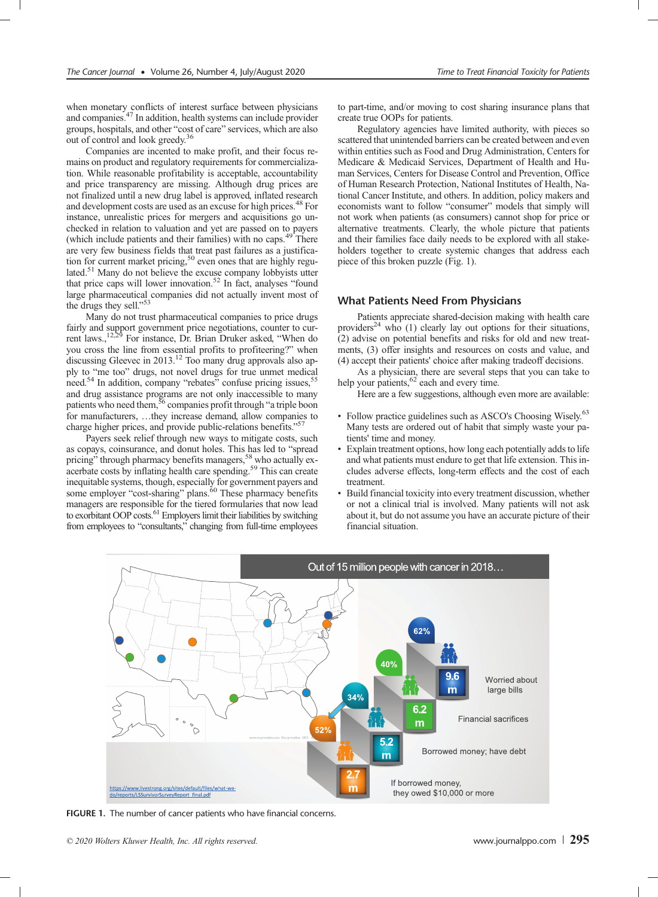when monetary conflicts of interest surface between physicians and companies.[47] In addition, health systems can include provider groups, hospitals, and other "cost of care" services, which are also out of control and look greedy.[36]

Companies are incented to make profit, and their focus remains on product and regulatory requirements for commercialization. While reasonable profitability is acceptable, accountability and price transparency are missing. Although drug prices are not finalized until a new drug label is approved, inflated research and development costs are used as an excuse for high prices.[48] For instance, unrealistic prices for mergers and acquisitions go unchecked in relation to valuation and yet are passed on to payers (which include patients and their families) with no caps.[49] There are very few business fields that treat past failures as a justification for current market pricing,[50] even ones that are highly regulated.[51] Many do not believe the excuse company lobbyists utter that price caps will lower innovation.[52] In fact, analyses "found large pharmaceutical companies did not actually invent most of the drugs they sell."[53]

Many do not trust pharmaceutical companies to price drugs fairly and support government price negotiations, counter to current laws.,[12,29] For instance, Dr. Brian Druker asked, "When do you cross the line from essential profits to profiteering?" when discussing Gleevec in 2013.[12] Too many drug approvals also apply to "me too" drugs, not novel drugs for true unmet medical need.[54] In addition, company "rebates" confuse pricing issues,[55] and drug assistance programs are not only inaccessible to many patients who need them,[56] companies profit through "a triple boon for manufacturers, …they increase demand, allow companies to charge higher prices, and provide public-relations benefits."[57]

Payers seek relief through new ways to mitigate costs, such as copays, coinsurance, and donut holes. This has led to "spread pricing" through pharmacy benefits managers,[58] who actually exacerbate costs by inflating health care spending.[59] This can create inequitable systems, though, especially for government payers and some employer "cost-sharing" plans.[60] These pharmacy benefits managers are responsible for the tiered formularies that now lead to exorbitant OOP costs.[61] Employers limit their liabilities by switching from employees to "consultants," changing from full-time employees to part-time, and/or moving to cost sharing insurance plans that create true OOPs for patients.

Regulatory agencies have limited authority, with pieces so scattered that unintended barriers can be created between and even within entities such as Food and Drug Administration, Centers for Medicare & Medicaid Services, Department of Health and Human Services, Centers for Disease Control and Prevention, Office of Human Research Protection, National Institutes of Health, National Cancer Institute, and others. In addition, policy makers and economists want to follow "consumer" models that simply will not work when patients (as consumers) cannot shop for price or alternative treatments. Clearly, the whole picture that patients and their families face daily needs to be explored with all stakeholders together to create systemic changes that address each piece of this broken puzzle (Fig. 1).

## What Patients Need From Physicians

Patients appreciate shared-decision making with health care providers[24] who (1) clearly lay out options for their situations, (2) advise on potential benefits and risks for old and new treatments, (3) offer insights and resources on costs and value, and (4) accept their patients' choice after making tradeoff decisions.

As a physician, there are several steps that you can take to help your patients,[62] each and every time.

Here are a few suggestions, although even more are available:

- Follow practice guidelines such as ASCO's Choosing Wisely.[63] Many tests are ordered out of habit that simply waste your patients' time and money.
- Explain treatment options, how long each potentially adds to life and what patients must endure to get that life extension. This includes adverse effects, long-term effects and the cost of each treatment.
- Build financial toxicity into every treatment discussion, whether or not a clinical trial is involved. Many patients will not ask about it, but do not assume you have an accurate picture of their financial situation.

FIGURE 1. The number of cancer patients who have financial concerns.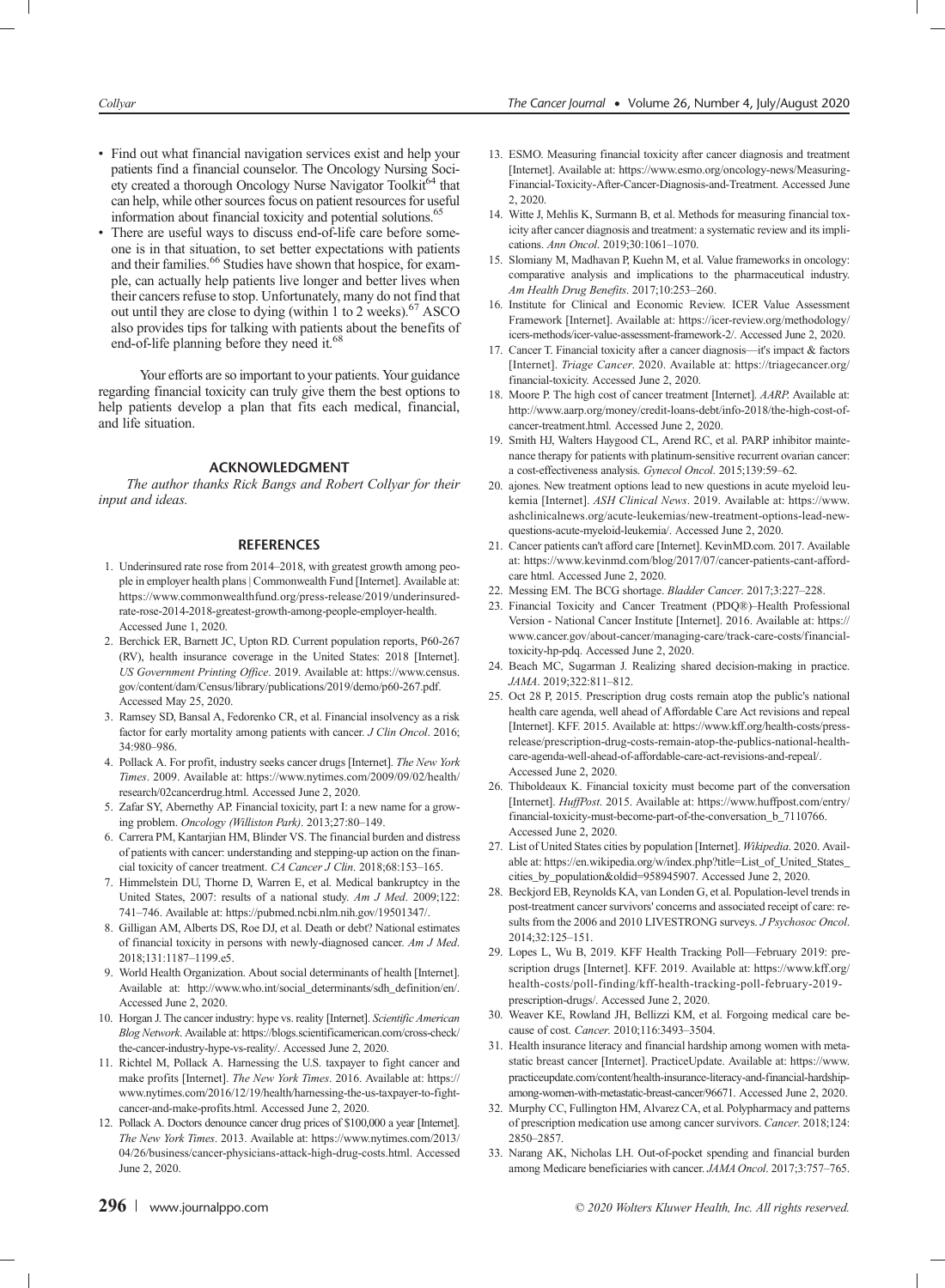- Find out what financial navigation services exist and help your patients find a financial counselor. The Oncology Nursing Society created a thorough Oncology Nurse Navigator Toolkit[64] that can help, while other sources focus on patient resources for useful information about financial toxicity and potential solutions.[65]
- There are useful ways to discuss end-of-life care before someone is in that situation, to set better expectations with patients and their families.[66] Studies have shown that hospice, for example, can actually help patients live longer and better lives when their cancers refuse to stop. Unfortunately, many do not find that out until they are close to dying (within 1 to 2 weeks).[67] ASCO also provides tips for talking with patients about the benefits of end-of-life planning before they need it.[68]

Your efforts are so important to your patients. Your guidance regarding financial toxicity can truly give them the best options to help patients develop a plan that fits each medical, financial, and life situation.

## ACKNOWLEDGMENT

*The author thanks Rick Bangs and Robert Collyar for their input and ideas.*

## REFERENCES

1. Underinsured rate rose from 2014–2018, with greatest growth among people in employer health plans | Commonwealth Fund [Internet]. Available at: https://www.commonwealthfund.org/press-release/2019/underinsured-rate-rose-2014-2018-greatest-growth-among-people-employer-health. Accessed June 1, 2020.
2. Berchick ER, Barnett JC, Upton RD. Current population reports, P60-267 (RV), health insurance coverage in the United States: 2018 [Internet]. *US Government Printing Office*. 2019. Available at: https://www.census.gov/content/dam/Census/library/publications/2019/demo/p60-267.pdf. Accessed May 25, 2020.
3. Ramsey SD, Bansal A, Fedorenko CR, et al. Financial insolvency as a risk factor for early mortality among patients with cancer. *J Clin Oncol*. 2016; 34:980–986.
4. Pollack A. For profit, industry seeks cancer drugs [Internet]. *The New York Times*. 2009. Available at: https://www.nytimes.com/2009/09/02/health/research/02cancerdrug.html. Accessed June 2, 2020.
5. Zafar SY, Abernethy AP. Financial toxicity, part I: a new name for a growing problem. *Oncology (Williston Park)*. 2013;27:80–149.
6. Carrera PM, Kantarjian HM, Blinder VS. The financial burden and distress of patients with cancer: understanding and stepping-up action on the financial toxicity of cancer treatment. *CA Cancer J Clin*. 2018;68:153–165.
7. Himmelstein DU, Thorne D, Warren E, et al. Medical bankruptcy in the United States, 2007: results of a national study. *Am J Med*. 2009;122: 741–746. Available at: https://pubmed.ncbi.nlm.nih.gov/19501347/.
8. Gilligan AM, Alberts DS, Roe DJ, et al. Death or debt? National estimates of financial toxicity in persons with newly-diagnosed cancer. *Am J Med*. 2018;131:1187–1199.e5.
9. World Health Organization. About social determinants of health [Internet]. Available at: http://www.who.int/social_determinants/sdh_definition/en/. Accessed June 2, 2020.
10. Horgan J. The cancer industry: hype vs. reality [Internet]. *Scientific American Blog Network*. Available at: https://blogs.scientificamerican.com/cross-check/the-cancer-industry-hype-vs-reality/. Accessed June 2, 2020.
11. Richtel M, Pollack A. Harnessing the U.S. taxpayer to fight cancer and make profits [Internet]. *The New York Times*. 2016. Available at: https://www.nytimes.com/2016/12/19/health/harnessing-the-us-taxpayer-to-fight-cancer-and-make-profits.html. Accessed June 2, 2020.
12. Pollack A. Doctors denounce cancer drug prices of $100,000 a year [Internet]. *The New York Times*. 2013. Available at: https://www.nytimes.com/2013/04/26/business/cancer-physicians-attack-high-drug-costs.html. Accessed June 2, 2020.
13. ESMO. Measuring financial toxicity after cancer diagnosis and treatment [Internet]. Available at: https://www.esmo.org/oncology-news/Measuring-Financial-Toxicity-After-Cancer-Diagnosis-and-Treatment. Accessed June 2, 2020.
14. Witte J, Mehlis K, Surmann B, et al. Methods for measuring financial toxicity after cancer diagnosis and treatment: a systematic review and its implications. *Ann Oncol*. 2019;30:1061–1070.
15. Slomiany M, Madhavan P, Kuehn M, et al. Value frameworks in oncology: comparative analysis and implications to the pharmaceutical industry. *Am Health Drug Benefits*. 2017;10:253–260.
16. Institute for Clinical and Economic Review. ICER Value Assessment Framework [Internet]. Available at: https://icer-review.org/methodology/icers-methods/icer-value-assessment-framework-2/. Accessed June 2, 2020.
17. Cancer T. Financial toxicity after a cancer diagnosis—it's impact & factors [Internet]. *Triage Cancer*. 2020. Available at: https://triagecancer.org/financial-toxicity. Accessed June 2, 2020.
18. Moore P. The high cost of cancer treatment [Internet]. *AARP*. Available at: http://www.aarp.org/money/credit-loans-debt/info-2018/the-high-cost-of-cancer-treatment.html. Accessed June 2, 2020.
19. Smith HJ, Walters Haygood CL, Arend RC, et al. PARP inhibitor maintenance therapy for patients with platinum-sensitive recurrent ovarian cancer: a cost-effectiveness analysis. *Gynecol Oncol*. 2015;139:59–62.
20. ajones. New treatment options lead to new questions in acute myeloid leukemia [Internet]. *ASH Clinical News*. 2019. Available at: https://www.ashclinicalnews.org/acute-leukemias/new-treatment-options-lead-new-questions-acute-myeloid-leukemia/. Accessed June 2, 2020.
21. Cancer patients can't afford care [Internet]. KevinMD.com. 2017. Available at: https://www.kevinmd.com/blog/2017/07/cancer-patients-cant-afford-care html. Accessed June 2, 2020.
22. Messing EM. The BCG shortage. *Bladder Cancer*. 2017;3:227–228.
23. Financial Toxicity and Cancer Treatment (PDQ®)–Health Professional Version - National Cancer Institute [Internet]. 2016. Available at: https://www.cancer.gov/about-cancer/managing-care/track-care-costs/financial-toxicity-hp-pdq. Accessed June 2, 2020.
24. Beach MC, Sugarman J. Realizing shared decision-making in practice. *JAMA*. 2019;322:811–812.
25. Oct 28 P, 2015. Prescription drug costs remain atop the public's national health care agenda, well ahead of Affordable Care Act revisions and repeal [Internet]. KFF. 2015. Available at: https://www.kff.org/health-costs/press-release/prescription-drug-costs-remain-atop-the-publics-national-health-care-agenda-well-ahead-of-affordable-care-act-revisions-and-repeal/. Accessed June 2, 2020.
26. Thiboldeaux K. Financial toxicity must become part of the conversation [Internet]. *HuffPost*. 2015. Available at: https://www.huffpost.com/entry/financial-toxicity-must-become-part-of-the-conversation_b_7110766. Accessed June 2, 2020.
27. List of United States cities by population [Internet]. *Wikipedia*. 2020. Available at: https://en.wikipedia.org/w/index.php?title=List_of_United_States_cities_by_population&oldid=958945907. Accessed June 2, 2020.
28. Beckjord EB, Reynolds KA, van Londen G, et al. Population-level trends in post-treatment cancer survivors' concerns and associated receipt of care: results from the 2006 and 2010 LIVESTRONG surveys. *J Psychosoc Oncol*. 2014;32:125–151.
29. Lopes L, Wu B, 2019. KFF Health Tracking Poll—February 2019: prescription drugs [Internet]. KFF. 2019. Available at: https://www.kff.org/health-costs/poll-finding/kff-health-tracking-poll-february-2019-prescription-drugs/. Accessed June 2, 2020.
30. Weaver KE, Rowland JH, Bellizzi KM, et al. Forgoing medical care because of cost. *Cancer*. 2010;116:3493–3504.
31. Health insurance literacy and financial hardship among women with metastatic breast cancer [Internet]. PracticeUpdate. Available at: https://www.practiceupdate.com/content/health-insurance-literacy-and-financial-hardship-among-women-with-metastatic-breast-cancer/96671. Accessed June 2, 2020.
32. Murphy CC, Fullington HM, Alvarez CA, et al. Polypharmacy and patterns of prescription medication use among cancer survivors. *Cancer*. 2018;124: 2850–2857.
33. Narang AK, Nicholas LH. Out-of-pocket spending and financial burden among Medicare beneficiaries with cancer. *JAMA Oncol*. 2017;3:757–765.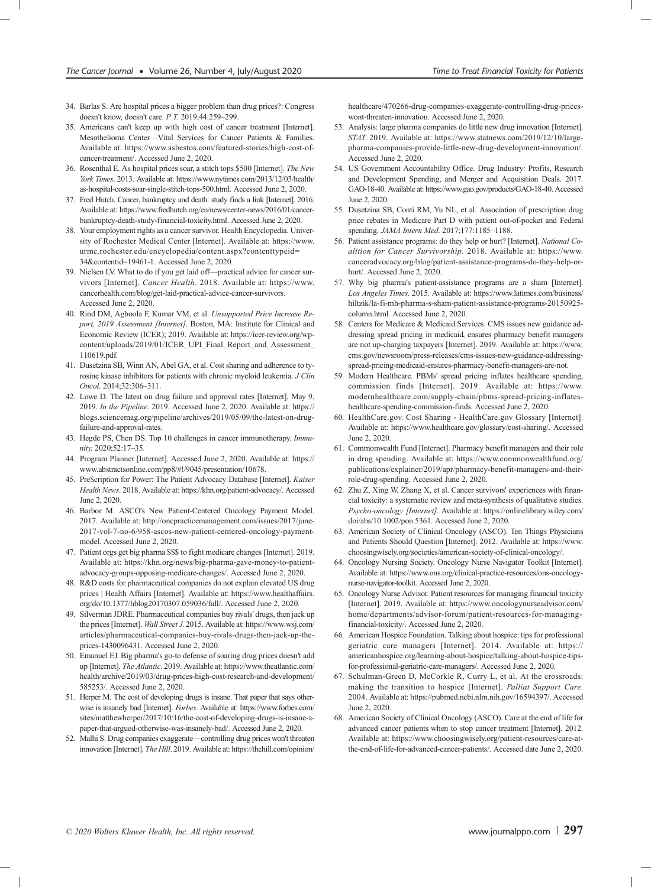34. Barlas S. Are hospital prices a bigger problem than drug prices?: Congress doesn't know, doesn't care. *P T*. 2019;44:259–299.
35. Americans can't keep up with high cost of cancer treatment [Internet]. Mesothelioma Center—Vital Services for Cancer Patients & Families. Available at: https://www.asbestos.com/featured-stories/high-cost-of-cancer-treatment/. Accessed June 2, 2020.
36. Rosenthal E. As hospital prices soar, a stitch tops $500 [Internet]. *The New York Times*. 2013. Available at: https://www.nytimes.com/2013/12/03/health/as-hospital-costs-soar-single-stitch-tops-500.html. Accessed June 2, 2020.
37. Fred Hutch. Cancer, bankruptcy and death: study finds a link [Internet]. 2016. Available at: https://www.fredhutch.org/en/news/center-news/2016/01/cancer-bankruptcy-death-study-financial-toxicity.html. Accessed June 2, 2020.
38. Your employment rights as a cancer survivor. Health Encyclopedia. University of Rochester Medical Center [Internet]. Available at: https://www.urmc.rochester.edu/encyclopedia/content.aspx?contenttypeid=34&contentid=19461-1. Accessed June 2, 2020.
39. Nielsen LV. What to do if you get laid off—practical advice for cancer survivors [Internet]. *Cancer Health*. 2018. Available at: https://www.cancerhealth.com/blog/get-laid-practical-advice-cancer-survivors. Accessed June 2, 2020.
40. Rind DM, Agboola F, Kumar VM, et al. *Unsupported Price Increase Report, 2019 Assessment [Internet]*. Boston, MA: Institute for Clinical and Economic Review (ICER); 2019. Available at: https://icer-review.org/wp-content/uploads/2019/01/ICER_UPI_Final_Report_and_Assessment_110619.pdf.
41. Dusetzina SB, Winn AN, Abel GA, et al. Cost sharing and adherence to tyrosine kinase inhibitors for patients with chronic myeloid leukemia. *J Clin Oncol*. 2014;32:306–311.
42. Lowe D. The latest on drug failure and approval rates [Internet]. May 9, 2019. *In the Pipeline*. 2019. Accessed June 2, 2020. Available at: https://blogs.sciencemag.org/pipeline/archives/2019/05/09/the-latest-on-drug-failure-and-approval-rates.
43. Hegde PS, Chen DS. Top 10 challenges in cancer immunotherapy. *Immunity*. 2020;52:17–35.
44. Program Planner [Internet]. Accessed June 2, 2020. Available at: https://www.abstractsonline.com/pp8/#!/9045/presentation/10678.
45. Pre$cription for Power: The Patient Advocacy Database [Internet]. *Kaiser Health News*. 2018. Available at: https://khn.org/patient-advocacy/. Accessed June 2, 2020.
46. Barbor M. ASCO's New Patient-Centered Oncology Payment Model. 2017. Available at: http://oncpracticemanagement.com/issues/2017/june-2017-vol-7-no-6/958-ascos-new-patient-centered-oncology-payment-model. Accessed June 2, 2020.
47. Patient orgs get big pharma $$$ to fight medicare changes [Internet]. 2019. Available at: https://khn.org/news/big-pharma-gave-money-to-patient-advocacy-groups-opposing-medicare-changes/. Accessed June 2, 2020.
48. R&D costs for pharmaceutical companies do not explain elevated US drug prices | Health Affairs [Internet]. Available at: https://www.healthaffairs.org/do/10.1377/hblog20170307.059036/full/. Accessed June 2, 2020.
49. Silverman JDRE. Pharmaceutical companies buy rivals' drugs, then jack up the prices [Internet]. *Wall Street J*. 2015. Available at: https://www.wsj.com/articles/pharmaceutical-companies-buy-rivals-drugs-then-jack-up-the-prices-1430096431. Accessed June 2, 2020.
50. Emanuel EJ. Big pharma's go-to defense of soaring drug prices doesn't add up [Internet]. *The Atlantic*. 2019. Available at: https://www.theatlantic.com/health/archive/2019/03/drug-prices-high-cost-research-and-development/585253/. Accessed June 2, 2020.
51. Herper M. The cost of developing drugs is insane. That paper that says otherwise is insanely bad [Internet]. *Forbes*. Available at: https://www.forbes.com/sites/matthewherper/2017/10/16/the-cost-of-developing-drugs-is-insane-a-paper-that-argued-otherwise-was-insanely-bad/. Accessed June 2, 2020.
52. Malhi S. Drug companies exaggerate—controlling drug prices won't threaten innovation [Internet]. *The Hill*. 2019. Available at: https://thehill.com/opinion/healthcare/470266-drug-companies-exaggerate-controlling-drug-prices-wont-threaten-innovation. Accessed June 2, 2020.
53. Analysis: large pharma companies do little new drug innovation [Internet]. *STAT*. 2019. Available at: https://www.statnews.com/2019/12/10/large-pharma-companies-provide-little-new-drug-development-innovation/. Accessed June 2, 2020.
54. US Government Accountability Office. Drug Industry: Profits, Research and Development Spending, and Merger and Acquisition Deals. 2017. GAO-18-40. Available at: https://www.gao.gov/products/GAO-18-40. Accessed June 2, 2020.
55. Dusetzina SB, Conti RM, Yu NL, et al. Association of prescription drug price rebates in Medicare Part D with patient out-of-pocket and Federal spending. *JAMA Intern Med*. 2017;177:1185–1188.
56. Patient assistance programs: do they help or hurt? [Internet]. *National Coalition for Cancer Survivorship*. 2018. Available at: https://www.canceradvocacy.org/blog/patient-assistance-programs-do-they-help-or-hurt/. Accessed June 2, 2020.
57. Why big pharma's patient-assistance programs are a sham [Internet]. *Los Angeles Times*. 2015. Available at: https://www.latimes.com/business/hiltzik/la-fi-mh-pharma-s-sham-patient-assistance-programs-20150925-column.html. Accessed June 2, 2020.
58. Centers for Medicare & Medicaid Services. CMS issues new guidance addressing spread pricing in medicaid, ensures pharmacy benefit managers are not up-charging taxpayers [Internet]. 2019. Available at: https://www.cms.gov/newsroom/press-releases/cms-issues-new-guidance-addressing-spread-pricing-medicaid-ensures-pharmacy-benefit-managers-are-not.
59. Modern Healthcare. PBMs' spread pricing inflates healthcare spending, commission finds [Internet]. 2019. Available at: https://www.modernhealthcare.com/supply-chain/pbms-spread-pricing-inflates-healthcare-spending-commission-finds. Accessed June 2, 2020.
60. HealthCare.gov. Cost Sharing - HealthCare.gov Glossary [Internet]. Available at: https://www.healthcare.gov/glossary/cost-sharing/. Accessed June 2, 2020.
61. Commonwealth Fund [Internet]. Pharmacy benefit managers and their role in drug spending. Available at: https://www.commonwealthfund.org/publications/explainer/2019/apr/pharmacy-benefit-managers-and-their-role-drug-spending. Accessed June 2, 2020.
62. Zhu Z, Xing W, Zhang X, et al. Cancer survivors' experiences with financial toxicity: a systematic review and meta-synthesis of qualitative studies. *Psycho-oncology [Internet]*. Available at: https://onlinelibrary.wiley.com/doi/abs/10.1002/pon.5361. Accessed June 2, 2020.
63. American Society of Clinical Oncology (ASCO). Ten Things Physicians and Patients Should Question [Internet]. 2012. Available at: https://www.choosingwisely.org/societies/american-society-of-clinical-oncology/.
64. Oncology Nursing Society. Oncology Nurse Navigator Toolkit [Internet]. Available at: https://www.ons.org/clinical-practice-resources/ons-oncology-nurse-navigator-toolkit. Accessed June 2, 2020.
65. Oncology Nurse Advisor. Patient resources for managing financial toxicity [Internet]. 2019. Available at: https://www.oncologynurseadvisor.com/home/departments/advisor-forum/patient-resources-for-managing-financial-toxicity/. Accessed June 2, 2020.
66. American Hospice Foundation. Talking about hospice: tips for professional geriatric care managers [Internet]. 2014. Available at: https://americanhospice.org/learning-about-hospice/talking-about-hospice-tips-for-professional-geriatric-care-managers/. Accessed June 2, 2020.
67. Schulman-Green D, McCorkle R, Curry L, et al. At the crossroads: making the transition to hospice [Internet]. *Palliat Support Care*. 2004. Available at: https://pubmed.ncbi.nlm.nih.gov/16594397/. Accessed June 2, 2020.
68. American Society of Clinical Oncology (ASCO). Care at the end of life for advanced cancer patients when to stop cancer treatment [Internet]. 2012. Available at: https://www.choosingwisely.org/patient-resources/care-at-the-end-of-life-for-advanced-cancer-patients/. Accessed date June 2, 2020.